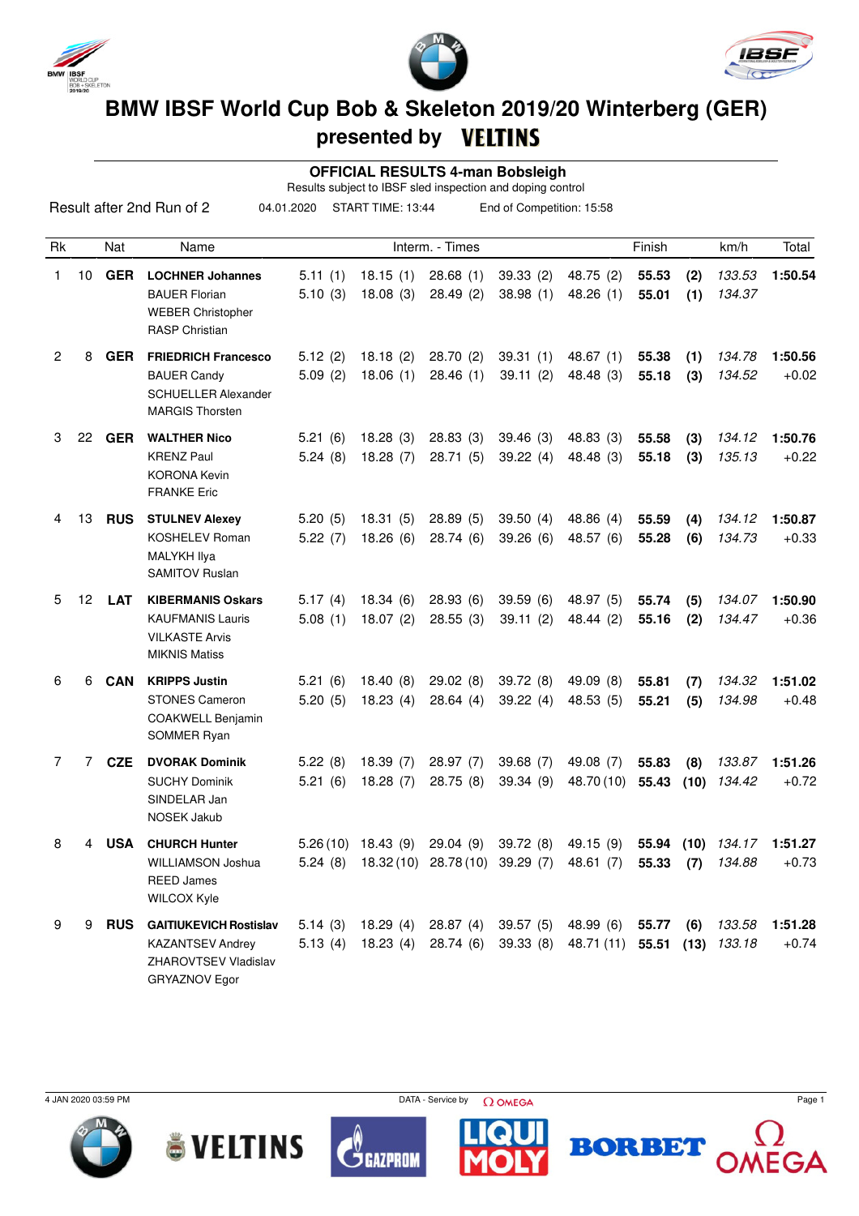# BMW IBSF World Cup Bob & Skeleton 2019/20 Winterberg (GER)

## presented by VELTINS

### OFFICIAL RESULTS 4-man Bobsleigh

Results subject to IBSF sled inspection and doping control

Result after 2nd Run of 2 — 04.01.2020 — START TIME: 13:44 — End of Competition: 15:58

| Rk | | Nat | Name | Interm. - Times | | | | | Finish | | km/h | Total |
|---|---|---|---|---|---|---|---|---|---|---|---|---|
| 1 | 10 | **GER** | **LOCHNER Johannes** | 5.11 (1) | 18.15 (1) | 28.68 (1) | 39.33 (2) | 48.75 (2) | **55.53** | **(2)** | *133.53* | **1:50.54** |
| | | | BAUER Florian | 5.10 (3) | 18.08 (3) | 28.49 (2) | 38.98 (1) | 48.26 (1) | **55.01** | **(1)** | *134.37* | |
| | | | WEBER Christopher | | | | | | | | | |
| | | | RASP Christian | | | | | | | | | |
| 2 | 8 | **GER** | **FRIEDRICH Francesco** | 5.12 (2) | 18.18 (2) | 28.70 (2) | 39.31 (1) | 48.67 (1) | **55.38** | **(1)** | *134.78* | **1:50.56** |
| | | | BAUER Candy | 5.09 (2) | 18.06 (1) | 28.46 (1) | 39.11 (2) | 48.48 (3) | **55.18** | **(3)** | *134.52* | +0.02 |
| | | | SCHUELLER Alexander | | | | | | | | | |
| | | | MARGIS Thorsten | | | | | | | | | |
| 3 | 22 | **GER** | **WALTHER Nico** | 5.21 (6) | 18.28 (3) | 28.83 (3) | 39.46 (3) | 48.83 (3) | **55.58** | **(3)** | *134.12* | **1:50.76** |
| | | | KRENZ Paul | 5.24 (8) | 18.28 (7) | 28.71 (5) | 39.22 (4) | 48.48 (3) | **55.18** | **(3)** | *135.13* | +0.22 |
| | | | KORONA Kevin | | | | | | | | | |
| | | | FRANKE Eric | | | | | | | | | |
| 4 | 13 | **RUS** | **STULNEV Alexey** | 5.20 (5) | 18.31 (5) | 28.89 (5) | 39.50 (4) | 48.86 (4) | **55.59** | **(4)** | *134.12* | **1:50.87** |
| | | | KOSHELEV Roman | 5.22 (7) | 18.26 (6) | 28.74 (6) | 39.26 (6) | 48.57 (6) | **55.28** | **(6)** | *134.73* | +0.33 |
| | | | MALYKH Ilya | | | | | | | | | |
| | | | SAMITOV Ruslan | | | | | | | | | |
| 5 | 12 | **LAT** | **KIBERMANIS Oskars** | 5.17 (4) | 18.34 (6) | 28.93 (6) | 39.59 (6) | 48.97 (5) | **55.74** | **(5)** | *134.07* | **1:50.90** |
| | | | KAUFMANIS Lauris | 5.08 (1) | 18.07 (2) | 28.55 (3) | 39.11 (2) | 48.44 (2) | **55.16** | **(2)** | *134.47* | +0.36 |
| | | | VILKASTE Arvis | | | | | | | | | |
| | | | MIKNIS Matiss | | | | | | | | | |
| 6 | 6 | **CAN** | **KRIPPS Justin** | 5.21 (6) | 18.40 (8) | 29.02 (8) | 39.72 (8) | 49.09 (8) | **55.81** | **(7)** | *134.32* | **1:51.02** |
| | | | STONES Cameron | 5.20 (5) | 18.23 (4) | 28.64 (4) | 39.22 (4) | 48.53 (5) | **55.21** | **(5)** | *134.98* | +0.48 |
| | | | COAKWELL Benjamin | | | | | | | | | |
| | | | SOMMER Ryan | | | | | | | | | |
| 7 | 7 | **CZE** | **DVORAK Dominik** | 5.22 (8) | 18.39 (7) | 28.97 (7) | 39.68 (7) | 49.08 (7) | **55.83** | **(8)** | *133.87* | **1:51.26** |
| | | | SUCHY Dominik | 5.21 (6) | 18.28 (7) | 28.75 (8) | 39.34 (9) | 48.70 (10) | **55.43** | **(10)** | *134.42* | +0.72 |
| | | | SINDELAR Jan | | | | | | | | | |
| | | | NOSEK Jakub | | | | | | | | | |
| 8 | 4 | **USA** | **CHURCH Hunter** | 5.26 (10) | 18.43 (9) | 29.04 (9) | 39.72 (8) | 49.15 (9) | **55.94** | **(10)** | *134.17* | **1:51.27** |
| | | | WILLIAMSON Joshua | 5.24 (8) | 18.32 (10) | 28.78 (10) | 39.29 (7) | 48.61 (7) | **55.33** | **(7)** | *134.88* | +0.73 |
| | | | REED James | | | | | | | | | |
| | | | WILCOX Kyle | | | | | | | | | |
| 9 | 9 | **RUS** | **GAITIUKEVICH Rostislav** | 5.14 (3) | 18.29 (4) | 28.87 (4) | 39.57 (5) | 48.99 (6) | **55.77** | **(6)** | *133.58* | **1:51.28** |
| | | | KAZANTSEV Andrey | 5.13 (4) | 18.23 (4) | 28.74 (6) | 39.33 (8) | 48.71 (11) | **55.51** | **(13)** | *133.18* | +0.74 |
| | | | ZHAROVTSEV Vladislav | | | | | | | | | |
| | | | GRYAZNOV Egor | | | | | | | | | |

4 JAN 2020 03:59 PM — DATA - Service by OMEGA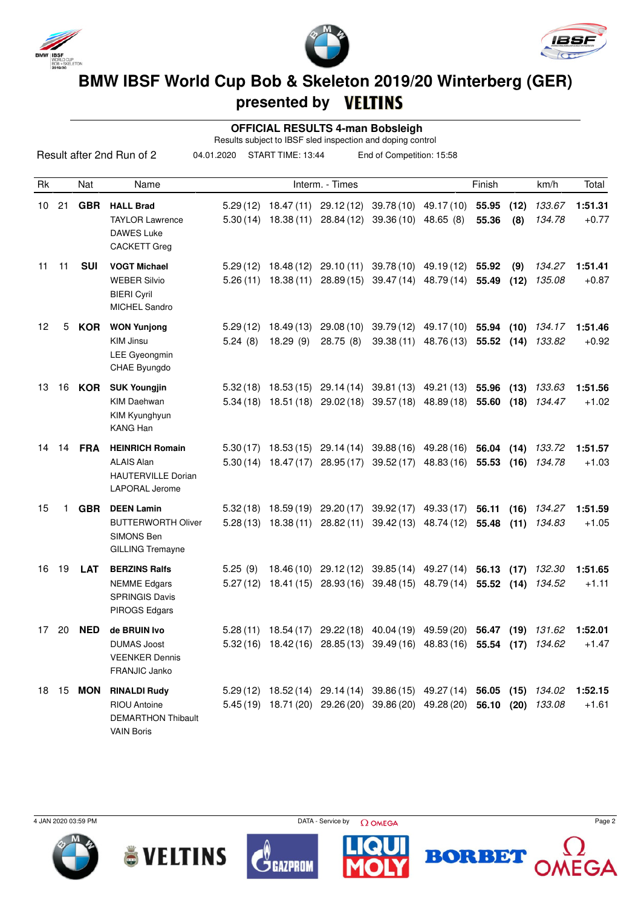# BMW IBSF World Cup Bob & Skeleton 2019/20 Winterberg (GER)

## presented by VELTINS

### OFFICIAL RESULTS 4-man Bobsleigh

Results subject to IBSF sled inspection and doping control

Result after 2nd Run of 2 | 04.01.2020 | START TIME: 13:44 | End of Competition: 15:58

| Rk | | Nat | Name | Interm. - Times | | | | | Finish | | km/h | Total |
|---|---|---|---|---|---|---|---|---|---|---|---|---|
| 10 | 21 | GBR | **HALL Brad**<br>TAYLOR Lawrence<br>DAWES Luke<br>CACKETT Greg | 5.29 (12)<br>5.30 (14) | 18.47 (11)<br>18.38 (11) | 29.12 (12)<br>28.84 (12) | 39.78 (10)<br>39.36 (10) | 49.17 (10)<br>48.65 (8) | **55.95**<br>**55.36** | **(12)**<br>**(8)** | *133.67*<br>*134.78* | **1:51.31**<br>+0.77 |
| 11 | 11 | SUI | **VOGT Michael**<br>WEBER Silvio<br>BIERI Cyril<br>MICHEL Sandro | 5.29 (12)<br>5.26 (11) | 18.48 (12)<br>18.38 (11) | 29.10 (11)<br>28.89 (15) | 39.78 (10)<br>39.47 (14) | 49.19 (12)<br>48.79 (14) | **55.92**<br>**55.49** | **(9)**<br>**(12)** | *134.27*<br>*135.08* | **1:51.41**<br>+0.87 |
| 12 | 5 | KOR | **WON Yunjong**<br>KIM Jinsu<br>LEE Gyeongmin<br>CHAE Byungdo | 5.29 (12)<br>5.24 (8) | 18.49 (13)<br>18.29 (9) | 29.08 (10)<br>28.75 (8) | 39.79 (12)<br>39.38 (11) | 49.17 (10)<br>48.76 (13) | **55.94**<br>**55.52** | **(10)**<br>**(14)** | *134.17*<br>*133.82* | **1:51.46**<br>+0.92 |
| 13 | 16 | KOR | **SUK Youngjin**<br>KIM Daehwan<br>KIM Kyunghyun<br>KANG Han | 5.32 (18)<br>5.34 (18) | 18.53 (15)<br>18.51 (18) | 29.14 (14)<br>29.02 (18) | 39.81 (13)<br>39.57 (18) | 49.21 (13)<br>48.89 (18) | **55.96**<br>**55.60** | **(13)**<br>**(18)** | *133.63*<br>*134.47* | **1:51.56**<br>+1.02 |
| 14 | 14 | FRA | **HEINRICH Romain**<br>ALAIS Alan<br>HAUTERVILLE Dorian<br>LAPORAL Jerome | 5.30 (17)<br>5.30 (14) | 18.53 (15)<br>18.47 (17) | 29.14 (14)<br>28.95 (17) | 39.88 (16)<br>39.52 (17) | 49.28 (16)<br>48.83 (16) | **56.04**<br>**55.53** | **(14)**<br>**(16)** | *133.72*<br>*134.78* | **1:51.57**<br>+1.03 |
| 15 | 1 | GBR | **DEEN Lamin**<br>BUTTERWORTH Oliver<br>SIMONS Ben<br>GILLING Tremayne | 5.32 (18)<br>5.28 (13) | 18.59 (19)<br>18.38 (11) | 29.20 (17)<br>28.82 (11) | 39.92 (17)<br>39.42 (13) | 49.33 (17)<br>48.74 (12) | **56.11**<br>**55.48** | **(16)**<br>**(11)** | *134.27*<br>*134.83* | **1:51.59**<br>+1.05 |
| 16 | 19 | LAT | **BERZINS Ralfs**<br>NEMME Edgars<br>SPRINGIS Davis<br>PIROGS Edgars | 5.25 (9)<br>5.27 (12) | 18.46 (10)<br>18.41 (15) | 29.12 (12)<br>28.93 (16) | 39.85 (14)<br>39.48 (15) | 49.27 (14)<br>48.79 (14) | **56.13**<br>**55.52** | **(17)**<br>**(14)** | *132.30*<br>*134.52* | **1:51.65**<br>+1.11 |
| 17 | 20 | NED | **de BRUIN Ivo**<br>DUMAS Joost<br>VEENKER Dennis<br>FRANJIC Janko | 5.28 (11)<br>5.32 (16) | 18.54 (17)<br>18.42 (16) | 29.22 (18)<br>28.85 (13) | 40.04 (19)<br>39.49 (16) | 49.59 (20)<br>48.83 (16) | **56.47**<br>**55.54** | **(19)**<br>**(17)** | *131.62*<br>*134.62* | **1:52.01**<br>+1.47 |
| 18 | 15 | MON | **RINALDI Rudy**<br>RIOU Antoine<br>DEMARTHON Thibault<br>VAIN Boris | 5.29 (12)<br>5.45 (19) | 18.52 (14)<br>18.71 (20) | 29.14 (14)<br>29.26 (20) | 39.86 (15)<br>39.86 (20) | 49.27 (14)<br>49.28 (20) | **56.05**<br>**56.10** | **(15)**<br>**(20)** | *134.02*<br>*133.08* | **1:52.15**<br>+1.61 |

4 JAN 2020 03:59 PM | DATA - Service by OMEGA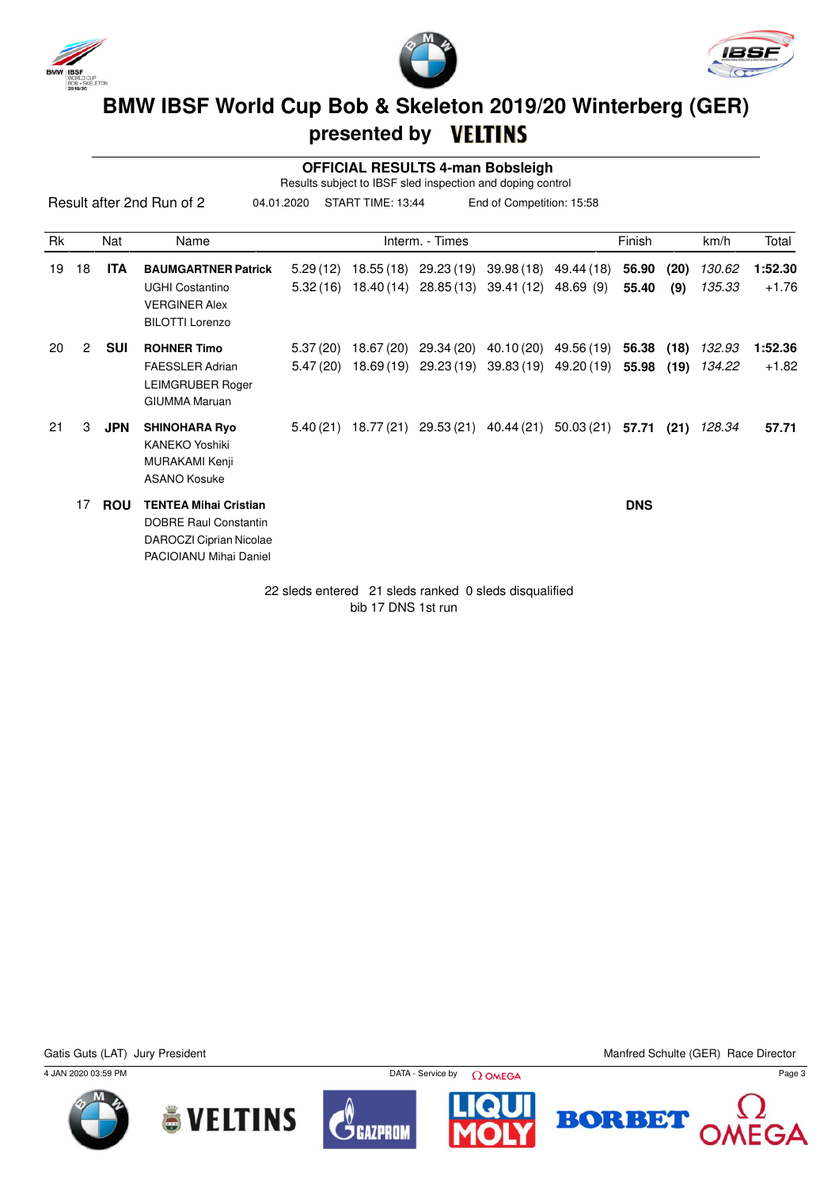# BMW IBSF World Cup Bob & Skeleton 2019/20 Winterberg (GER)

## presented by VELTINS

### OFFICIAL RESULTS 4-man Bobsleigh

Results subject to IBSF sled inspection and doping control

Result after 2nd Run of 2 | 04.01.2020 | START TIME: 13:44 | End of Competition: 15:58

| Rk | | Nat | Name | Interm. - Times | | | | | Finish | | km/h | Total |
|---|---|---|---|---|---|---|---|---|---|---|---|---|
| 19 | 18 | **ITA** | **BAUMGARTNER Patrick**<br>UGHI Costantino<br>VERGINER Alex<br>BILOTTI Lorenzo | 5.29 (12)<br>5.32 (16) | 18.55 (18)<br>18.40 (14) | 29.23 (19)<br>28.85 (13) | 39.98 (18)<br>39.41 (12) | 49.44 (18)<br>48.69 (9) | **56.90**<br>**55.40** | **(20)**<br>**(9)** | *130.62*<br>*135.33* | **1:52.30**<br>+1.76 |
| 20 | 2 | **SUI** | **ROHNER Timo**<br>FAESSLER Adrian<br>LEIMGRUBER Roger<br>GIUMMA Maruan | 5.37 (20)<br>5.47 (20) | 18.67 (20)<br>18.69 (19) | 29.34 (20)<br>29.23 (19) | 40.10 (20)<br>39.83 (19) | 49.56 (19)<br>49.20 (19) | **56.38**<br>**55.98** | **(18)**<br>**(19)** | *132.93*<br>*134.22* | **1:52.36**<br>+1.82 |
| 21 | 3 | **JPN** | **SHINOHARA Ryo**<br>KANEKO Yoshiki<br>MURAKAMI Kenji<br>ASANO Kosuke | 5.40 (21) | 18.77 (21) | 29.53 (21) | 40.44 (21) | 50.03 (21) | **57.71** | **(21)** | *128.34* | **57.71** |
| | 17 | **ROU** | **TENTEA Mihai Cristian**<br>DOBRE Raul Constantin<br>DAROCZI Ciprian Nicolae<br>PACIOIANU Mihai Daniel | | | | | | **DNS** | | | |

22 sleds entered 21 sleds ranked 0 sleds disqualified
bib 17 DNS 1st run

Gatis Guts (LAT) Jury President

Manfred Schulte (GER) Race Director

4 JAN 2020 03:59 PM

DATA - Service by OMEGA